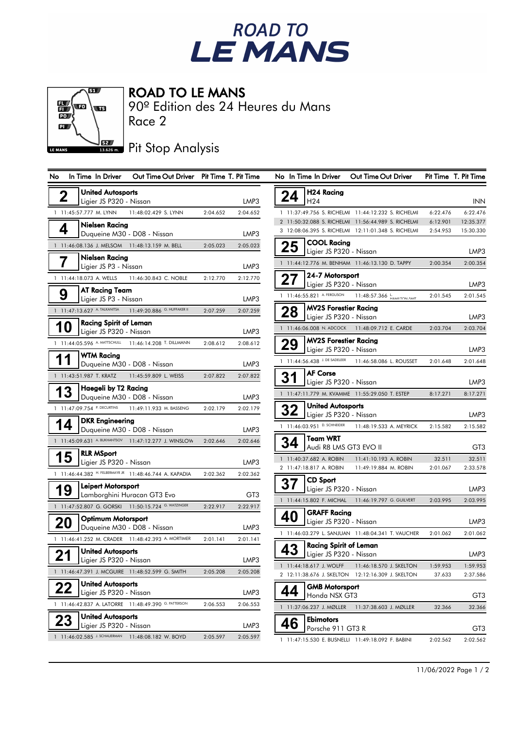# ROAD TO LE MANS

## ROAD TO LE MANS

90º Edition des 24 Heures du Mans

Race 2

### Pit Stop Analysis

| No | In Time | In Driver | Out Time | Out Driver | Pit Time | T. Pit Time |
|---|---|---|---|---|---|---|
| **2** | **United Autosports** Ligier JS P320 - Nissan | | | | | LMP3 |
| 1 | 11:45:57.777 | M. LYNN | 11:48:02.429 | S. LYNN | 2:04.652 | 2:04.652 |
| **4** | **Nielsen Racing** Duqueine M30 - D08 - Nissan | | | | | LMP3 |
| 1 | 11:46:08.136 | J. MELSOM | 11:48:13.159 | M. BELL | 2:05.023 | 2:05.023 |
| **7** | **Nielsen Racing** Ligier JS P3 - Nissan | | | | | LMP3 |
| 1 | 11:44:18.073 | A. WELLS | 11:46:30.843 | C. NOBLE | 2:12.770 | 2:12.770 |
| **9** | **AT Racing Team** Ligier JS P3 - Nissan | | | | | LMP3 |
| 1 | 11:47:13.627 | A. TALKANITSA | 11:49:20.886 | G. HUFFAKER II | 2:07.259 | 2:07.259 |
| **10** | **Racing Spirit of Leman** Ligier JS P320 - Nissan | | | | | LMP3 |
| 1 | 11:44:05.596 | A. MATTSCHULL | 11:46:14.208 | T. DILLMANN | 2:08.612 | 2:08.612 |
| **11** | **WTM Racing** Duqueine M30 - D08 - Nissan | | | | | LMP3 |
| 1 | 11:43:51.987 | T. KRATZ | 11:45:59.809 | L. WEISS | 2:07.822 | 2:07.822 |
| **13** | **Haegeli by T2 Racing** Duqueine M30 - D08 - Nissan | | | | | LMP3 |
| 1 | 11:47:09.754 | P. DECURTINS | 11:49:11.933 | M. BASSENG | 2:02.179 | 2:02.179 |
| **14** | **DKR Engineering** Duqueine M30 - D08 - Nissan | | | | | LMP3 |
| 1 | 11:45:09.631 | A. BUKHANTSOV | 11:47:12.277 | J. WINSLOW | 2:02.646 | 2:02.646 |
| **15** | **RLR MSport** Ligier JS P320 - Nissan | | | | | LMP3 |
| 1 | 11:46:44.382 | H. FELBERMAYR JR | 11:48:46.744 | A. KAPADIA | 2:02.362 | 2:02.362 |
| **19** | **Leipert Motorsport** Lamborghini Huracan GT3 Evo | | | | | GT3 |
| 1 | 11:47:52.807 | G. GORSKI | 11:50:15.724 | G. WATZINGER | 2:22.917 | 2:22.917 |
| **20** | **Optimum Motorsport** Duqueine M30 - D08 - Nissan | | | | | LMP3 |
| 1 | 11:46:41.252 | M. CRADER | 11:48:42.393 | A. MORTIMER | 2:01.141 | 2:01.141 |
| **21** | **United Autosports** Ligier JS P320 - Nissan | | | | | LMP3 |
| 1 | 11:46:47.391 | J. MCGUIRE | 11:48:52.599 | G. SMITH | 2:05.208 | 2:05.208 |
| **22** | **United Autosports** Ligier JS P320 - Nissan | | | | | LMP3 |
| 1 | 11:46:42.837 | A. LATORRE | 11:48:49.390 | G. PATTERSON | 2:06.553 | 2:06.553 |
| **23** | **United Autosports** Ligier JS P320 - Nissan | | | | | LMP3 |
| 1 | 11:46:02.585 | J. SCHAUERMAN | 11:48:08.182 | W. BOYD | 2:05.597 | 2:05.597 |
| **24** | **H24 Racing** H24 | | | | | INN |
| 1 | 11:37:49.756 | S. RICHELMI | 11:44:12.232 | S. RICHELMI | 6:22.476 | 6:22.476 |
| 2 | 11:50:32.088 | S. RICHELMI | 11:56:44.989 | S. RICHELMI | 6:12.901 | 12:35.377 |
| 3 | 12:08:06.395 | S. RICHELMI | 12:11:01.348 | S. RICHELMI | 2:54.953 | 15:30.330 |
| **25** | **COOL Racing** Ligier JS P320 - Nissan | | | | | LMP3 |
| 1 | 11:44:12.776 | M. BENHAM | 11:46:13.130 | D. TAPPY | 2:00.354 | 2:00.354 |
| **27** | **24-7 Motorsport** Ligier JS P320 - Nissan | | | | | LMP3 |
| 1 | 11:46:55.821 | A. FERGUSON | 11:48:57.366 | L. HAMILTON-SMIT | 2:01.545 | 2:01.545 |
| **28** | **MV2S Forestier Racing** Ligier JS P320 - Nissan | | | | | LMP3 |
| 1 | 11:46:06.008 | N. ADCOCK | 11:48:09.712 | E. CARDE | 2:03.704 | 2:03.704 |
| **29** | **MV2S Forestier Racing** Ligier JS P320 - Nissan | | | | | LMP3 |
| 1 | 11:44:56.438 | J. DE SADELEER | 11:46:58.086 | L. ROUSSET | 2:01.648 | 2:01.648 |
| **31** | **AF Corse** Ligier JS P320 - Nissan | | | | | LMP3 |
| 1 | 11:47:11.779 | M. KVAMME | 11:55:29.050 | T. ESTEP | 8:17.271 | 8:17.271 |
| **32** | **United Autosports** Ligier JS P320 - Nissan | | | | | LMP3 |
| 1 | 11:46:03.951 | D. SCHNEIDER | 11:48:19.533 | A. MEYRICK | 2:15.582 | 2:15.582 |
| **34** | **Team WRT** Audi R8 LMS GT3 EVO II | | | | | GT3 |
| 1 | 11:40:37.682 | A. ROBIN | 11:41:10.193 | A. ROBIN | 32.511 | 32.511 |
| 2 | 11:47:18.817 | A. ROBIN | 11:49:19.884 | M. ROBIN | 2:01.067 | 2:33.578 |
| **37** | **CD Sport** Ligier JS P320 - Nissan | | | | | LMP3 |
| 1 | 11:44:15.802 | F. MICHAL | 11:46:19.797 | G. GUILVERT | 2:03.995 | 2:03.995 |
| **40** | **GRAFF Racing** Ligier JS P320 - Nissan | | | | | LMP3 |
| 1 | 11:46:03.279 | L. SANJUAN | 11:48:04.341 | T. VAUCHER | 2:01.062 | 2:01.062 |
| **43** | **Racing Spirit of Leman** Ligier JS P320 - Nissan | | | | | LMP3 |
| 1 | 11:44:18.617 | J. WOLFF | 11:46:18.570 | J. SKELTON | 1:59.953 | 1:59.953 |
| 2 | 12:11:38.676 | J. SKELTON | 12:12:16.309 | J. SKELTON | 37.633 | 2:37.586 |
| **44** | **GMB Motorsport** Honda NSX GT3 | | | | | GT3 |
| 1 | 11:37:06.237 | J. MØLLER | 11:37:38.603 | J. MØLLER | 32.366 | 32.366 |
| **46** | **Ebimotors** Porsche 911 GT3 R | | | | | GT3 |
| 1 | 11:47:15.530 | E. BUSNELLI | 11:49:18.092 | F. BABINI | 2:02.562 | 2:02.562 |

11/06/2022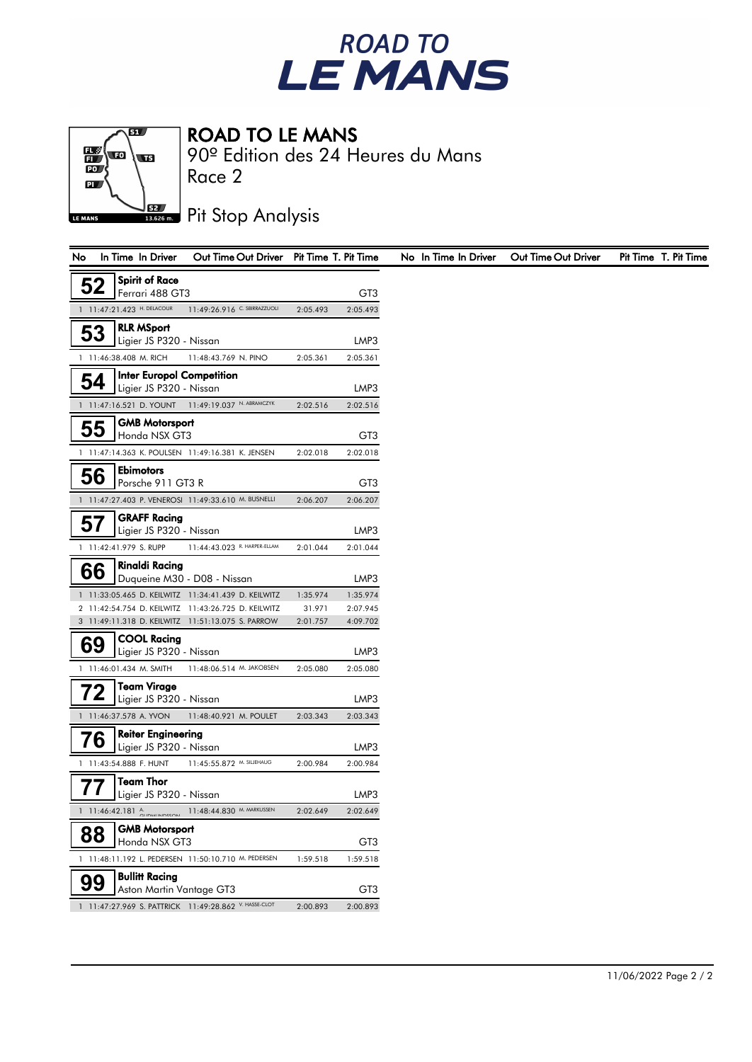# ROAD TO LE MANS

## ROAD TO LE MANS

90º Edition des 24 Heures du Mans

Race 2

Pit Stop Analysis

| No | In Time | In Driver | Out Time | Out Driver | Pit Time | T. Pit Time |
|---|---|---|---|---|---|---|
| **52** | **Spirit of Race** Ferrari 488 GT3 | | | | | GT3 |
| 1 | 11:47:21.423 | H. DELACOUR | 11:49:26.916 | C. SBIRRAZZUOLI | 2:05.493 | 2:05.493 |
| **53** | **RLR MSport** Ligier JS P320 - Nissan | | | | | LMP3 |
| 1 | 11:46:38.408 | M. RICH | 11:48:43.769 | N. PINO | 2:05.361 | 2:05.361 |
| **54** | **Inter Europol Competition** Ligier JS P320 - Nissan | | | | | LMP3 |
| 1 | 11:47:16.521 | D. YOUNT | 11:49:19.037 | N. ABRAMCZYK | 2:02.516 | 2:02.516 |
| **55** | **GMB Motorsport** Honda NSX GT3 | | | | | GT3 |
| 1 | 11:47:14.363 | K. POULSEN | 11:49:16.381 | K. JENSEN | 2:02.018 | 2:02.018 |
| **56** | **Ebimotors** Porsche 911 GT3 R | | | | | GT3 |
| 1 | 11:47:27.403 | P. VENEROSI | 11:49:33.610 | M. BUSNELLI | 2:06.207 | 2:06.207 |
| **57** | **GRAFF Racing** Ligier JS P320 - Nissan | | | | | LMP3 |
| 1 | 11:42:41.979 | S. RUPP | 11:44:43.023 | R. HARPER-ELLAM | 2:01.044 | 2:01.044 |
| **66** | **Rinaldi Racing** Duqueine M30 - D08 - Nissan | | | | | LMP3 |
| 1 | 11:33:05.465 | D. KEILWITZ | 11:34:41.439 | D. KEILWITZ | 1:35.974 | 1:35.974 |
| 2 | 11:42:54.754 | D. KEILWITZ | 11:43:26.725 | D. KEILWITZ | 31.971 | 2:07.945 |
| 3 | 11:49:11.318 | D. KEILWITZ | 11:51:13.075 | S. PARROW | 2:01.757 | 4:09.702 |
| **69** | **COOL Racing** Ligier JS P320 - Nissan | | | | | LMP3 |
| 1 | 11:46:01.434 | M. SMITH | 11:48:06.514 | M. JAKOBSEN | 2:05.080 | 2:05.080 |
| **72** | **Team Virage** Ligier JS P320 - Nissan | | | | | LMP3 |
| 1 | 11:46:37.578 | A. YVON | 11:48:40.921 | M. POULET | 2:03.343 | 2:03.343 |
| **76** | **Reiter Engineering** Ligier JS P320 - Nissan | | | | | LMP3 |
| 1 | 11:43:54.888 | F. HUNT | 11:45:55.872 | M. SILJEHAUG | 2:00.984 | 2:00.984 |
| **77** | **Team Thor** Ligier JS P320 - Nissan | | | | | LMP3 |
| 1 | 11:46:42.181 | A. GUDMUNDSSON | 11:48:44.830 | M. MARKUSSEN | 2:02.649 | 2:02.649 |
| **88** | **GMB Motorsport** Honda NSX GT3 | | | | | GT3 |
| 1 | 11:48:11.192 | L. PEDERSEN | 11:50:10.710 | M. PEDERSEN | 1:59.518 | 1:59.518 |
| **99** | **Bullitt Racing** Aston Martin Vantage GT3 | | | | | GT3 |
| 1 | 11:47:27.969 | S. PATTRICK | 11:49:28.862 | V. HASSE-CLOT | 2:00.893 | 2:00.893 |

11/06/2022